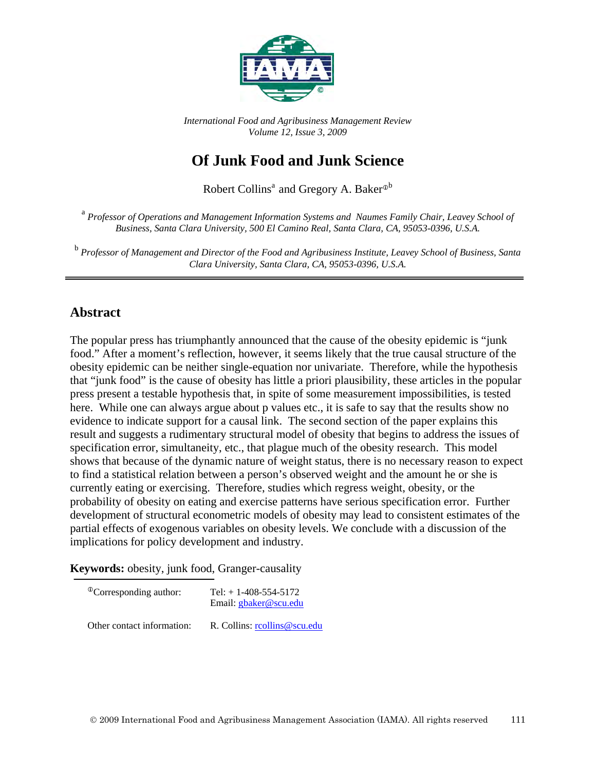*International Food and Agribusiness Management Review*
*Volume 12, Issue 3, 2009*

# Of Junk Food and Junk Science

Robert Collins[a] and Gregory A. Baker[ⓘb]

[a] *Professor of Operations and Management Information Systems and Naumes Family Chair, Leavey School of Business, Santa Clara University, 500 El Camino Real, Santa Clara, CA, 95053-0396, U.S.A.*

[b] *Professor of Management and Director of the Food and Agribusiness Institute, Leavey School of Business, Santa Clara University, Santa Clara, CA, 95053-0396, U.S.A.*

## Abstract

The popular press has triumphantly announced that the cause of the obesity epidemic is "junk food." After a moment's reflection, however, it seems likely that the true causal structure of the obesity epidemic can be neither single-equation nor univariate. Therefore, while the hypothesis that "junk food" is the cause of obesity has little a priori plausibility, these articles in the popular press present a testable hypothesis that, in spite of some measurement impossibilities, is tested here. While one can always argue about p values etc., it is safe to say that the results show no evidence to indicate support for a causal link. The second section of the paper explains this result and suggests a rudimentary structural model of obesity that begins to address the issues of specification error, simultaneity, etc., that plague much of the obesity research. This model shows that because of the dynamic nature of weight status, there is no necessary reason to expect to find a statistical relation between a person's observed weight and the amount he or she is currently eating or exercising. Therefore, studies which regress weight, obesity, or the probability of obesity on eating and exercise patterns have serious specification error. Further development of structural econometric models of obesity may lead to consistent estimates of the partial effects of exogenous variables on obesity levels. We conclude with a discussion of the implications for policy development and industry.

**Keywords:** obesity, junk food, Granger-causality

ⓘCorresponding author: Tel: + 1-408-554-5172
Email: gbaker@scu.edu

Other contact information: R. Collins: rcollins@scu.edu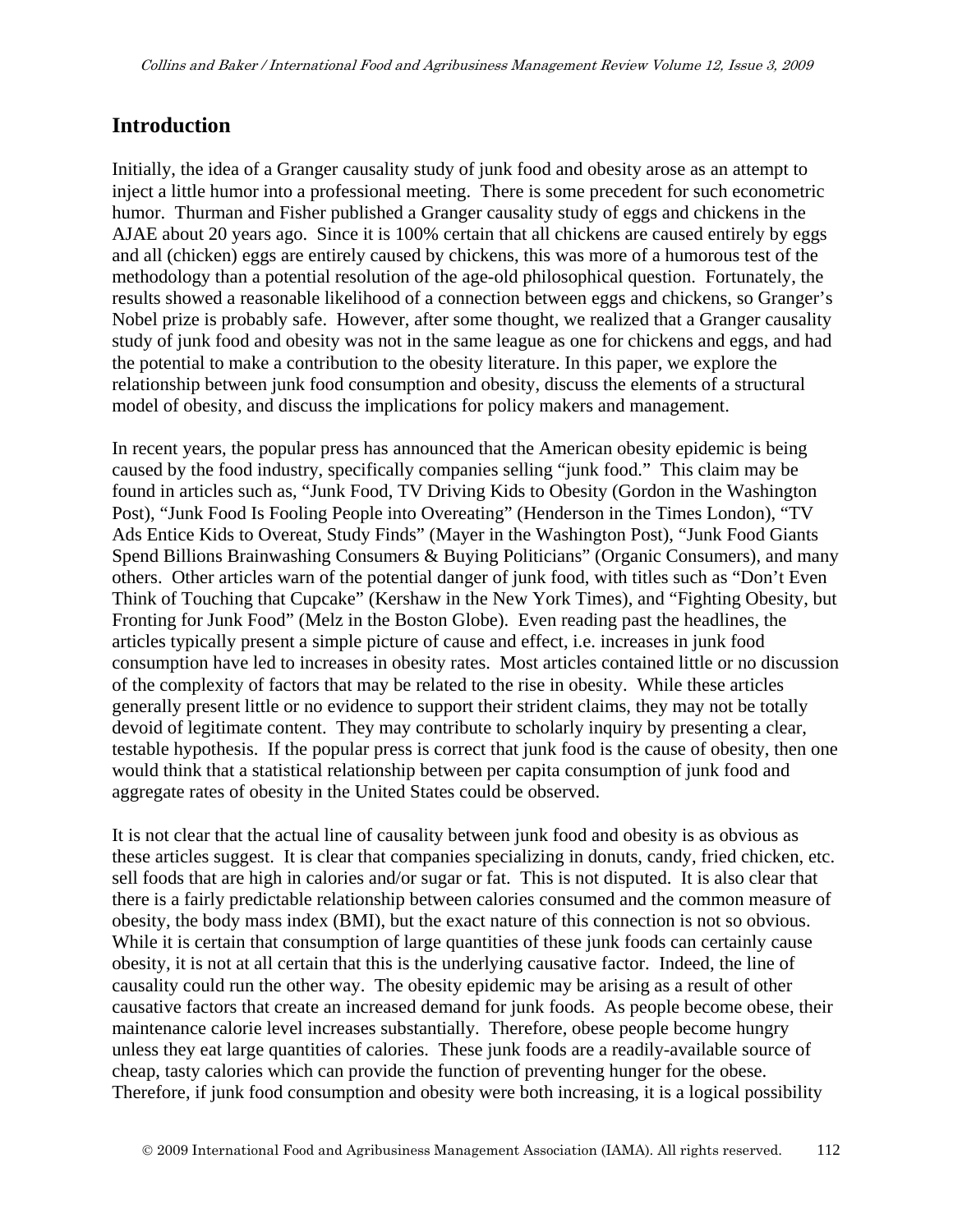## Introduction

Initially, the idea of a Granger causality study of junk food and obesity arose as an attempt to inject a little humor into a professional meeting. There is some precedent for such econometric humor. Thurman and Fisher published a Granger causality study of eggs and chickens in the AJAE about 20 years ago. Since it is 100% certain that all chickens are caused entirely by eggs and all (chicken) eggs are entirely caused by chickens, this was more of a humorous test of the methodology than a potential resolution of the age-old philosophical question. Fortunately, the results showed a reasonable likelihood of a connection between eggs and chickens, so Granger's Nobel prize is probably safe. However, after some thought, we realized that a Granger causality study of junk food and obesity was not in the same league as one for chickens and eggs, and had the potential to make a contribution to the obesity literature. In this paper, we explore the relationship between junk food consumption and obesity, discuss the elements of a structural model of obesity, and discuss the implications for policy makers and management.

In recent years, the popular press has announced that the American obesity epidemic is being caused by the food industry, specifically companies selling "junk food." This claim may be found in articles such as, "Junk Food, TV Driving Kids to Obesity (Gordon in the Washington Post), "Junk Food Is Fooling People into Overeating" (Henderson in the Times London), "TV Ads Entice Kids to Overeat, Study Finds" (Mayer in the Washington Post), "Junk Food Giants Spend Billions Brainwashing Consumers & Buying Politicians" (Organic Consumers), and many others. Other articles warn of the potential danger of junk food, with titles such as "Don't Even Think of Touching that Cupcake" (Kershaw in the New York Times), and "Fighting Obesity, but Fronting for Junk Food" (Melz in the Boston Globe). Even reading past the headlines, the articles typically present a simple picture of cause and effect, i.e. increases in junk food consumption have led to increases in obesity rates. Most articles contained little or no discussion of the complexity of factors that may be related to the rise in obesity. While these articles generally present little or no evidence to support their strident claims, they may not be totally devoid of legitimate content. They may contribute to scholarly inquiry by presenting a clear, testable hypothesis. If the popular press is correct that junk food is the cause of obesity, then one would think that a statistical relationship between per capita consumption of junk food and aggregate rates of obesity in the United States could be observed.

It is not clear that the actual line of causality between junk food and obesity is as obvious as these articles suggest. It is clear that companies specializing in donuts, candy, fried chicken, etc. sell foods that are high in calories and/or sugar or fat. This is not disputed. It is also clear that there is a fairly predictable relationship between calories consumed and the common measure of obesity, the body mass index (BMI), but the exact nature of this connection is not so obvious. While it is certain that consumption of large quantities of these junk foods can certainly cause obesity, it is not at all certain that this is the underlying causative factor. Indeed, the line of causality could run the other way. The obesity epidemic may be arising as a result of other causative factors that create an increased demand for junk foods. As people become obese, their maintenance calorie level increases substantially. Therefore, obese people become hungry unless they eat large quantities of calories. These junk foods are a readily-available source of cheap, tasty calories which can provide the function of preventing hunger for the obese. Therefore, if junk food consumption and obesity were both increasing, it is a logical possibility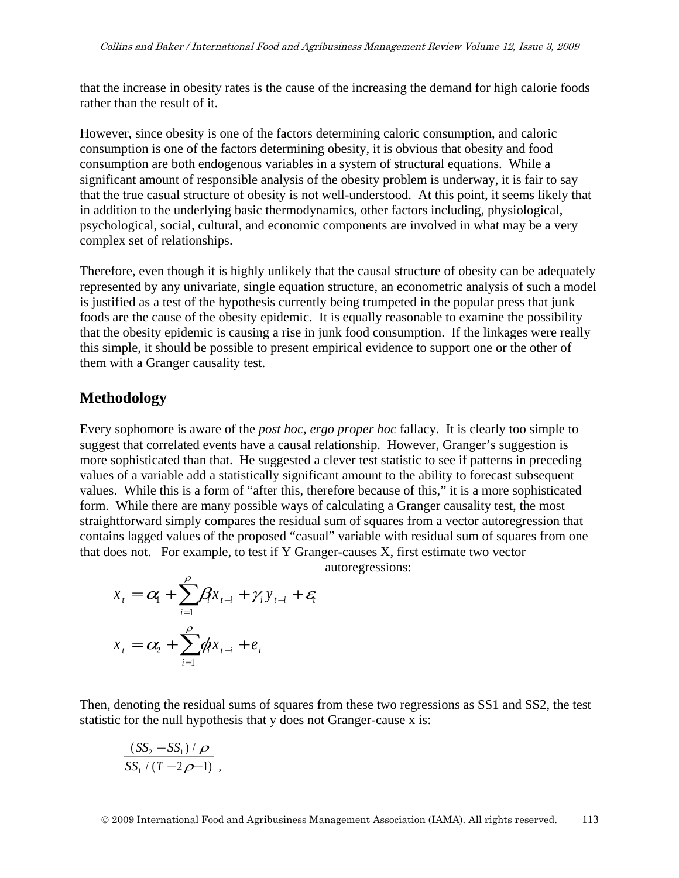that the increase in obesity rates is the cause of the increasing the demand for high calorie foods rather than the result of it.

However, since obesity is one of the factors determining caloric consumption, and caloric consumption is one of the factors determining obesity, it is obvious that obesity and food consumption are both endogenous variables in a system of structural equations. While a significant amount of responsible analysis of the obesity problem is underway, it is fair to say that the true casual structure of obesity is not well-understood. At this point, it seems likely that in addition to the underlying basic thermodynamics, other factors including, physiological, psychological, social, cultural, and economic components are involved in what may be a very complex set of relationships.

Therefore, even though it is highly unlikely that the causal structure of obesity can be adequately represented by any univariate, single equation structure, an econometric analysis of such a model is justified as a test of the hypothesis currently being trumpeted in the popular press that junk foods are the cause of the obesity epidemic. It is equally reasonable to examine the possibility that the obesity epidemic is causing a rise in junk food consumption. If the linkages were really this simple, it should be possible to present empirical evidence to support one or the other of them with a Granger causality test.

## Methodology

Every sophomore is aware of the *post hoc, ergo proper hoc* fallacy. It is clearly too simple to suggest that correlated events have a causal relationship. However, Granger's suggestion is more sophisticated than that. He suggested a clever test statistic to see if patterns in preceding values of a variable add a statistically significant amount to the ability to forecast subsequent values. While this is a form of "after this, therefore because of this," it is a more sophisticated form. While there are many possible ways of calculating a Granger causality test, the most straightforward simply compares the residual sum of squares from a vector autoregression that contains lagged values of the proposed "casual" variable with residual sum of squares from one that does not. For example, to test if Y Granger-causes X, first estimate two vector autoregressions:

$$x_t = \alpha_1 + \sum_{i=1}^{\rho} \beta_i x_{t-i} + \gamma_i y_{t-i} + \varepsilon_t$$

$$x_t = \alpha_2 + \sum_{i=1}^{\rho} \phi_i x_{t-i} + e_t$$

Then, denoting the residual sums of squares from these two regressions as SS1 and SS2, the test statistic for the null hypothesis that y does not Granger-cause x is:

$$\frac{(SS_2 - SS_1)/\rho}{SS_1/(T - 2\rho - 1)} ,$$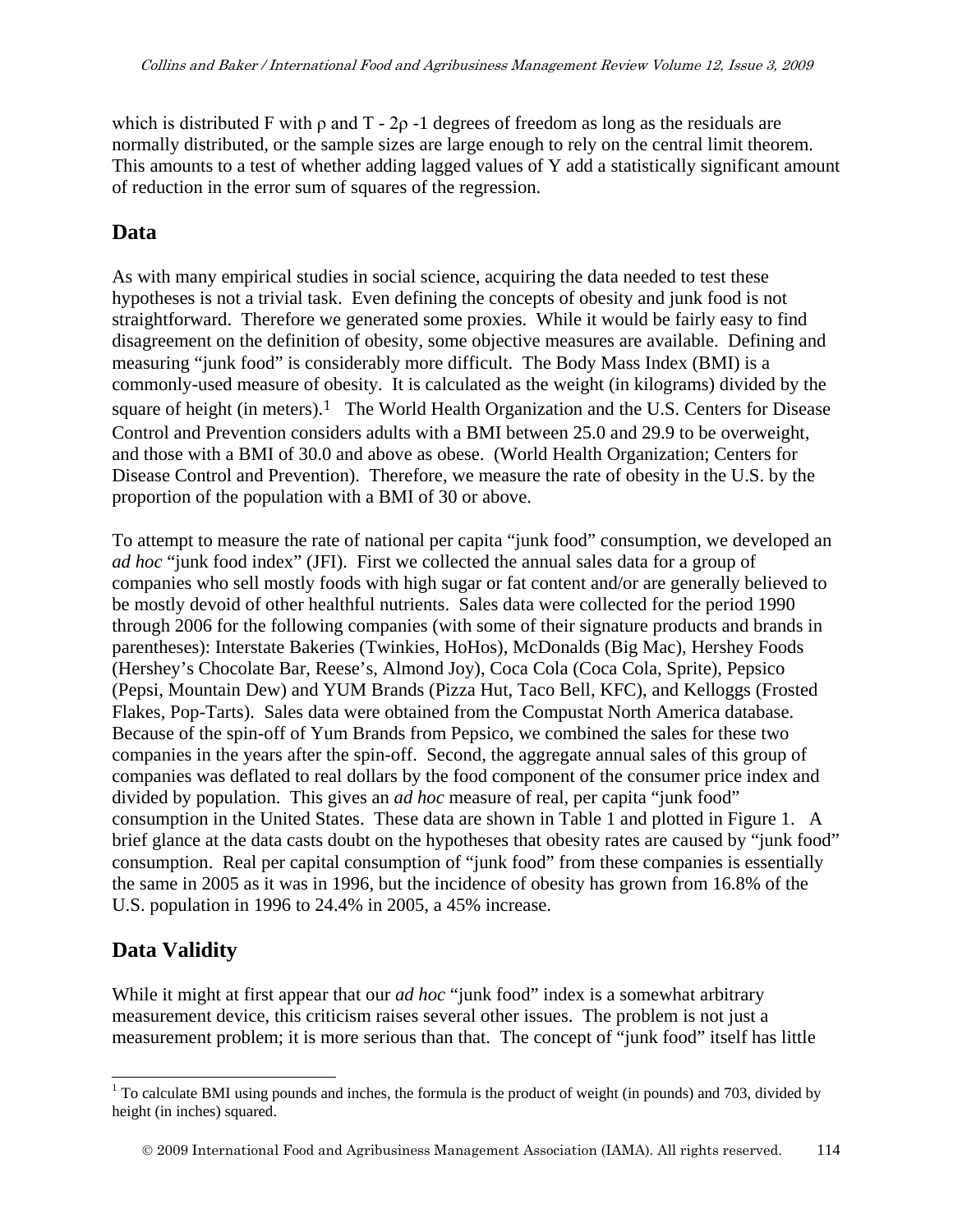which is distributed F with $\rho$ and $T - 2\rho - 1$ degrees of freedom as long as the residuals are normally distributed, or the sample sizes are large enough to rely on the central limit theorem. This amounts to a test of whether adding lagged values of Y add a statistically significant amount of reduction in the error sum of squares of the regression.

## Data

As with many empirical studies in social science, acquiring the data needed to test these hypotheses is not a trivial task. Even defining the concepts of obesity and junk food is not straightforward. Therefore we generated some proxies. While it would be fairly easy to find disagreement on the definition of obesity, some objective measures are available. Defining and measuring "junk food" is considerably more difficult. The Body Mass Index (BMI) is a commonly-used measure of obesity. It is calculated as the weight (in kilograms) divided by the square of height (in meters).[1] The World Health Organization and the U.S. Centers for Disease Control and Prevention considers adults with a BMI between 25.0 and 29.9 to be overweight, and those with a BMI of 30.0 and above as obese. (World Health Organization; Centers for Disease Control and Prevention). Therefore, we measure the rate of obesity in the U.S. by the proportion of the population with a BMI of 30 or above.

To attempt to measure the rate of national per capita "junk food" consumption, we developed an *ad hoc* "junk food index" (JFI). First we collected the annual sales data for a group of companies who sell mostly foods with high sugar or fat content and/or are generally believed to be mostly devoid of other healthful nutrients. Sales data were collected for the period 1990 through 2006 for the following companies (with some of their signature products and brands in parentheses): Interstate Bakeries (Twinkies, HoHos), McDonalds (Big Mac), Hershey Foods (Hershey's Chocolate Bar, Reese's, Almond Joy), Coca Cola (Coca Cola, Sprite), Pepsico (Pepsi, Mountain Dew) and YUM Brands (Pizza Hut, Taco Bell, KFC), and Kelloggs (Frosted Flakes, Pop-Tarts). Sales data were obtained from the Compustat North America database. Because of the spin-off of Yum Brands from Pepsico, we combined the sales for these two companies in the years after the spin-off. Second, the aggregate annual sales of this group of companies was deflated to real dollars by the food component of the consumer price index and divided by population. This gives an *ad hoc* measure of real, per capita "junk food" consumption in the United States. These data are shown in Table 1 and plotted in Figure 1. A brief glance at the data casts doubt on the hypotheses that obesity rates are caused by "junk food" consumption. Real per capital consumption of "junk food" from these companies is essentially the same in 2005 as it was in 1996, but the incidence of obesity has grown from 16.8% of the U.S. population in 1996 to 24.4% in 2005, a 45% increase.

## Data Validity

While it might at first appear that our *ad hoc* "junk food" index is a somewhat arbitrary measurement device, this criticism raises several other issues. The problem is not just a measurement problem; it is more serious than that. The concept of "junk food" itself has little

[1] To calculate BMI using pounds and inches, the formula is the product of weight (in pounds) and 703, divided by height (in inches) squared.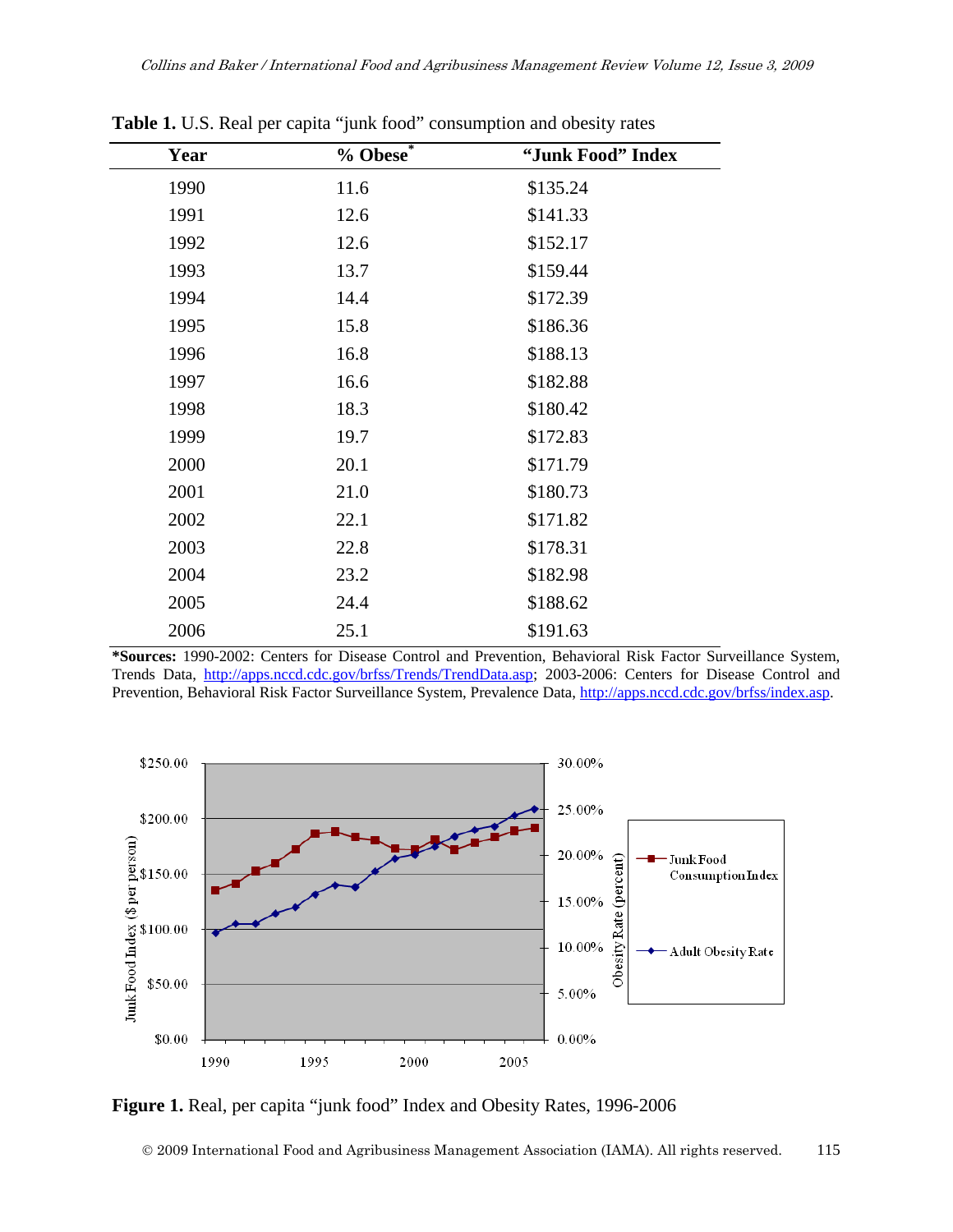**Table 1.** U.S. Real per capita "junk food" consumption and obesity rates

| Year | % Obese* | "Junk Food" Index |
|---|---|---|
| 1990 | 11.6 | $135.24 |
| 1991 | 12.6 | $141.33 |
| 1992 | 12.6 | $152.17 |
| 1993 | 13.7 | $159.44 |
| 1994 | 14.4 | $172.39 |
| 1995 | 15.8 | $186.36 |
| 1996 | 16.8 | $188.13 |
| 1997 | 16.6 | $182.88 |
| 1998 | 18.3 | $180.42 |
| 1999 | 19.7 | $172.83 |
| 2000 | 20.1 | $171.79 |
| 2001 | 21.0 | $180.73 |
| 2002 | 22.1 | $171.82 |
| 2003 | 22.8 | $178.31 |
| 2004 | 23.2 | $182.98 |
| 2005 | 24.4 | $188.62 |
| 2006 | 25.1 | $191.63 |

***Sources:** 1990-2002: Centers for Disease Control and Prevention, Behavioral Risk Factor Surveillance System, Trends Data, http://apps.nccd.cdc.gov/brfss/Trends/TrendData.asp; 2003-2006: Centers for Disease Control and Prevention, Behavioral Risk Factor Surveillance System, Prevalence Data, http://apps.nccd.cdc.gov/brfss/index.asp.

**Figure 1.** Real, per capita "junk food" Index and Obesity Rates, 1996-2006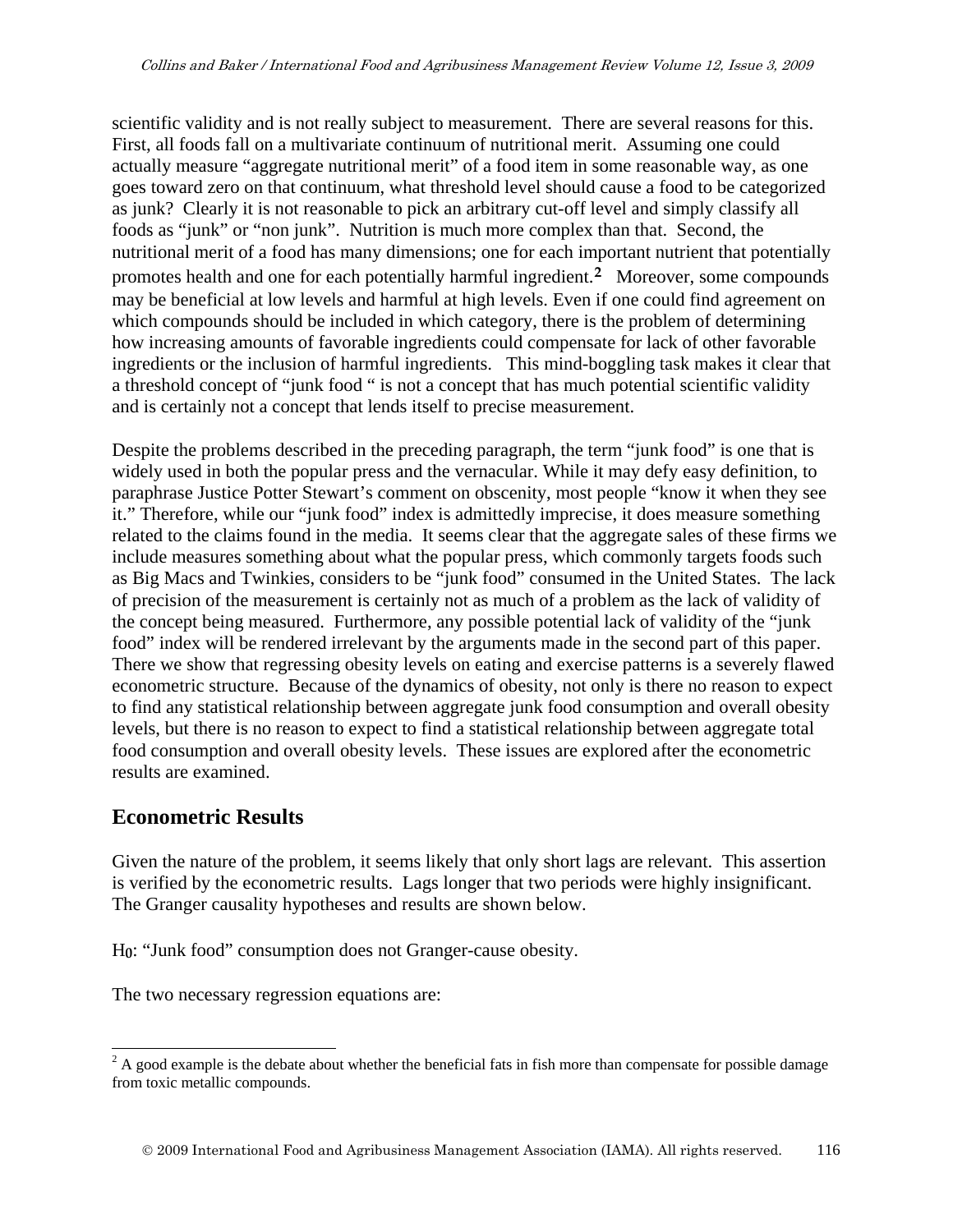scientific validity and is not really subject to measurement. There are several reasons for this. First, all foods fall on a multivariate continuum of nutritional merit. Assuming one could actually measure "aggregate nutritional merit" of a food item in some reasonable way, as one goes toward zero on that continuum, what threshold level should cause a food to be categorized as junk? Clearly it is not reasonable to pick an arbitrary cut-off level and simply classify all foods as "junk" or "non junk". Nutrition is much more complex than that. Second, the nutritional merit of a food has many dimensions; one for each important nutrient that potentially promotes health and one for each potentially harmful ingredient.[2] Moreover, some compounds may be beneficial at low levels and harmful at high levels. Even if one could find agreement on which compounds should be included in which category, there is the problem of determining how increasing amounts of favorable ingredients could compensate for lack of other favorable ingredients or the inclusion of harmful ingredients. This mind-boggling task makes it clear that a threshold concept of "junk food " is not a concept that has much potential scientific validity and is certainly not a concept that lends itself to precise measurement.

Despite the problems described in the preceding paragraph, the term "junk food" is one that is widely used in both the popular press and the vernacular. While it may defy easy definition, to paraphrase Justice Potter Stewart's comment on obscenity, most people "know it when they see it." Therefore, while our "junk food" index is admittedly imprecise, it does measure something related to the claims found in the media. It seems clear that the aggregate sales of these firms we include measures something about what the popular press, which commonly targets foods such as Big Macs and Twinkies, considers to be "junk food" consumed in the United States. The lack of precision of the measurement is certainly not as much of a problem as the lack of validity of the concept being measured. Furthermore, any possible potential lack of validity of the "junk food" index will be rendered irrelevant by the arguments made in the second part of this paper. There we show that regressing obesity levels on eating and exercise patterns is a severely flawed econometric structure. Because of the dynamics of obesity, not only is there no reason to expect to find any statistical relationship between aggregate junk food consumption and overall obesity levels, but there is no reason to expect to find a statistical relationship between aggregate total food consumption and overall obesity levels. These issues are explored after the econometric results are examined.

## Econometric Results

Given the nature of the problem, it seems likely that only short lags are relevant. This assertion is verified by the econometric results. Lags longer that two periods were highly insignificant. The Granger causality hypotheses and results are shown below.

$H_0$: "Junk food" consumption does not Granger-cause obesity.

The two necessary regression equations are:

[2] A good example is the debate about whether the beneficial fats in fish more than compensate for possible damage from toxic metallic compounds.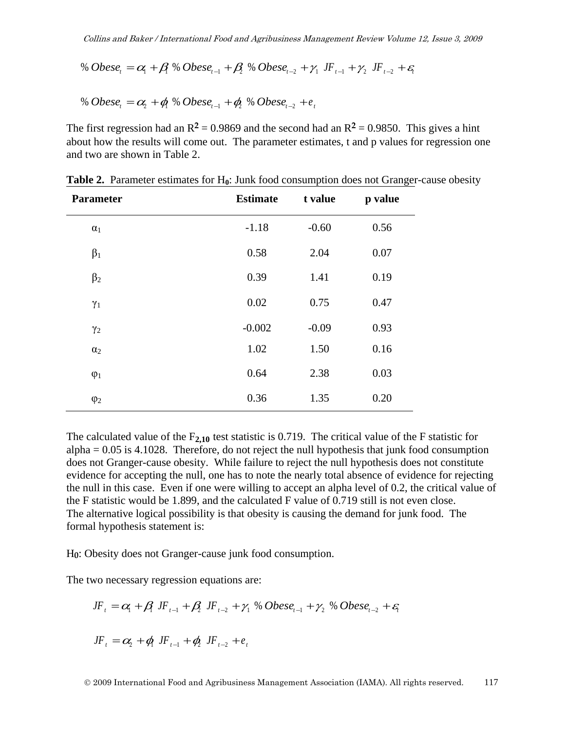$$\% Obese_t = \alpha_1 + \beta_1 \ \% Obese_{t-1} + \beta_2 \ \% Obese_{t-2} + \gamma_1 \ JF_{t-1} + \gamma_2 \ JF_{t-2} + \varepsilon_t$$

$$\% Obese_t = \alpha_2 + \phi_1 \ \% Obese_{t-1} + \phi_2 \ \% Obese_{t-2} + e_t$$

The first regression had an $R^2 = 0.9869$ and the second had an $R^2 = 0.9850$. This gives a hint about how the results will come out. The parameter estimates, t and p values for regression one and two are shown in Table 2.

**Table 2.** Parameter estimates for $H_0$: Junk food consumption does not Granger-cause obesity

| Parameter | Estimate | t value | p value |
|---|---|---|---|
| $\alpha_1$ | -1.18 | -0.60 | 0.56 |
| $\beta_1$ | 0.58 | 2.04 | 0.07 |
| $\beta_2$ | 0.39 | 1.41 | 0.19 |
| $\gamma_1$ | 0.02 | 0.75 | 0.47 |
| $\gamma_2$ | -0.002 | -0.09 | 0.93 |
| $\alpha_2$ | 1.02 | 1.50 | 0.16 |
| $\varphi_1$ | 0.64 | 2.38 | 0.03 |
| $\varphi_2$ | 0.36 | 1.35 | 0.20 |

The calculated value of the $F_{2,10}$ test statistic is 0.719. The critical value of the F statistic for alpha = 0.05 is 4.1028. Therefore, do not reject the null hypothesis that junk food consumption does not Granger-cause obesity. While failure to reject the null hypothesis does not constitute evidence for accepting the null, one has to note the nearly total absence of evidence for rejecting the null in this case. Even if one were willing to accept an alpha level of 0.2, the critical value of the F statistic would be 1.899, and the calculated F value of 0.719 still is not even close. The alternative logical possibility is that obesity is causing the demand for junk food. The formal hypothesis statement is:

$H_0$: Obesity does not Granger-cause junk food consumption.

The two necessary regression equations are:

$$JF_t = \alpha_1 + \beta_1 \ JF_{t-1} + \beta_2 \ JF_{t-2} + \gamma_1 \ \% Obese_{t-1} + \gamma_2 \ \% Obese_{t-2} + \varepsilon_t$$

$$JF_t = \alpha_2 + \phi_1 \ JF_{t-1} + \phi_2 \ JF_{t-2} + e_t$$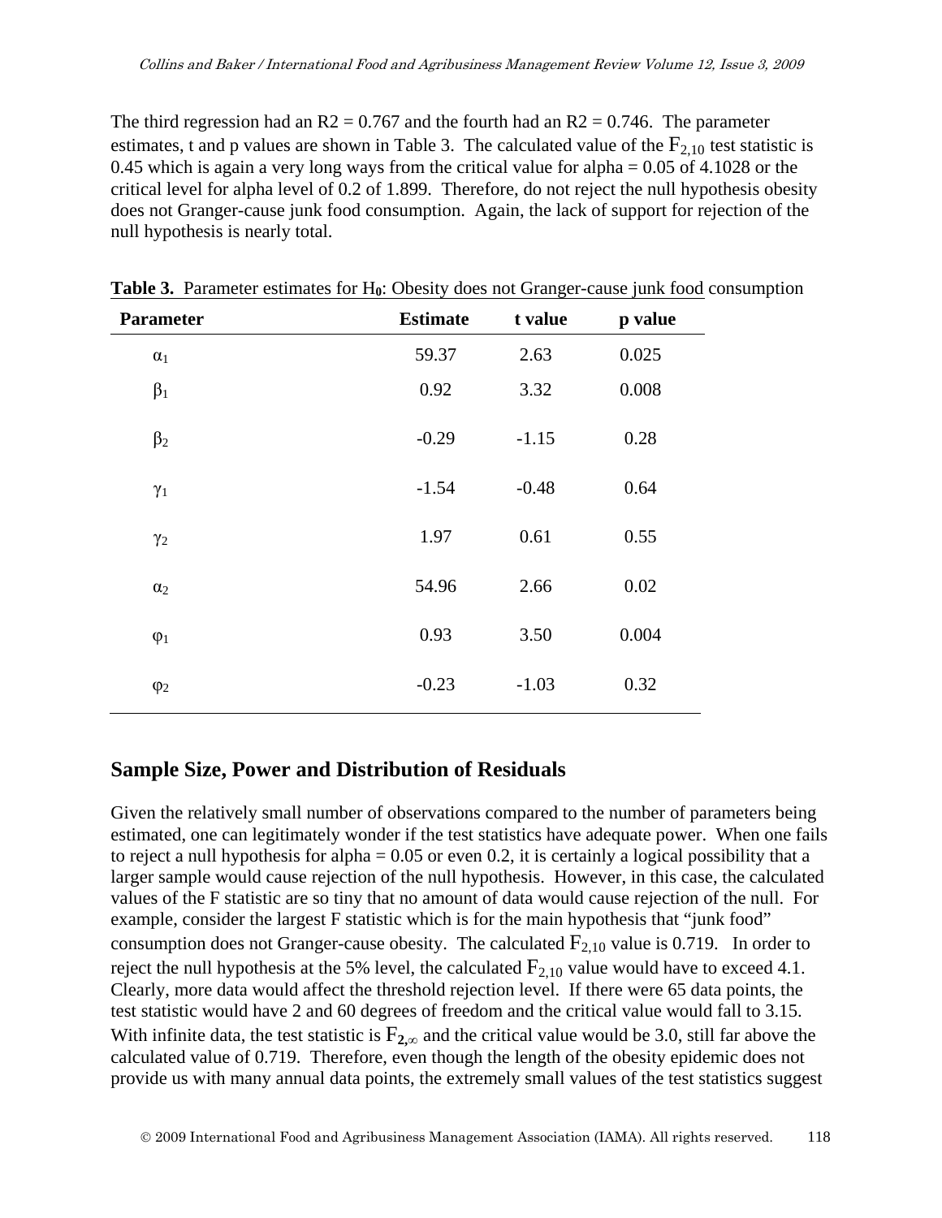The third regression had an R2 = 0.767 and the fourth had an R2 = 0.746. The parameter estimates, t and p values are shown in Table 3. The calculated value of the $F_{2,10}$ test statistic is 0.45 which is again a very long ways from the critical value for alpha = 0.05 of 4.1028 or the critical level for alpha level of 0.2 of 1.899. Therefore, do not reject the null hypothesis obesity does not Granger-cause junk food consumption. Again, the lack of support for rejection of the null hypothesis is nearly total.

**Table 3.** Parameter estimates for $H_0$: Obesity does not Granger-cause junk food consumption

| Parameter | Estimate | t value | p value |
|---|---|---|---|
| $\alpha_1$ | 59.37 | 2.63 | 0.025 |
| $\beta_1$ | 0.92 | 3.32 | 0.008 |
| $\beta_2$ | -0.29 | -1.15 | 0.28 |
| $\gamma_1$ | -1.54 | -0.48 | 0.64 |
| $\gamma_2$ | 1.97 | 0.61 | 0.55 |
| $\alpha_2$ | 54.96 | 2.66 | 0.02 |
| $\varphi_1$ | 0.93 | 3.50 | 0.004 |
| $\varphi_2$ | -0.23 | -1.03 | 0.32 |

## Sample Size, Power and Distribution of Residuals

Given the relatively small number of observations compared to the number of parameters being estimated, one can legitimately wonder if the test statistics have adequate power. When one fails to reject a null hypothesis for alpha = 0.05 or even 0.2, it is certainly a logical possibility that a larger sample would cause rejection of the null hypothesis. However, in this case, the calculated values of the F statistic are so tiny that no amount of data would cause rejection of the null. For example, consider the largest F statistic which is for the main hypothesis that "junk food" consumption does not Granger-cause obesity. The calculated $F_{2,10}$ value is 0.719. In order to reject the null hypothesis at the 5% level, the calculated $F_{2,10}$ value would have to exceed 4.1. Clearly, more data would affect the threshold rejection level. If there were 65 data points, the test statistic would have 2 and 60 degrees of freedom and the critical value would fall to 3.15. With infinite data, the test statistic is $F_{2,\infty}$ and the critical value would be 3.0, still far above the calculated value of 0.719. Therefore, even though the length of the obesity epidemic does not provide us with many annual data points, the extremely small values of the test statistics suggest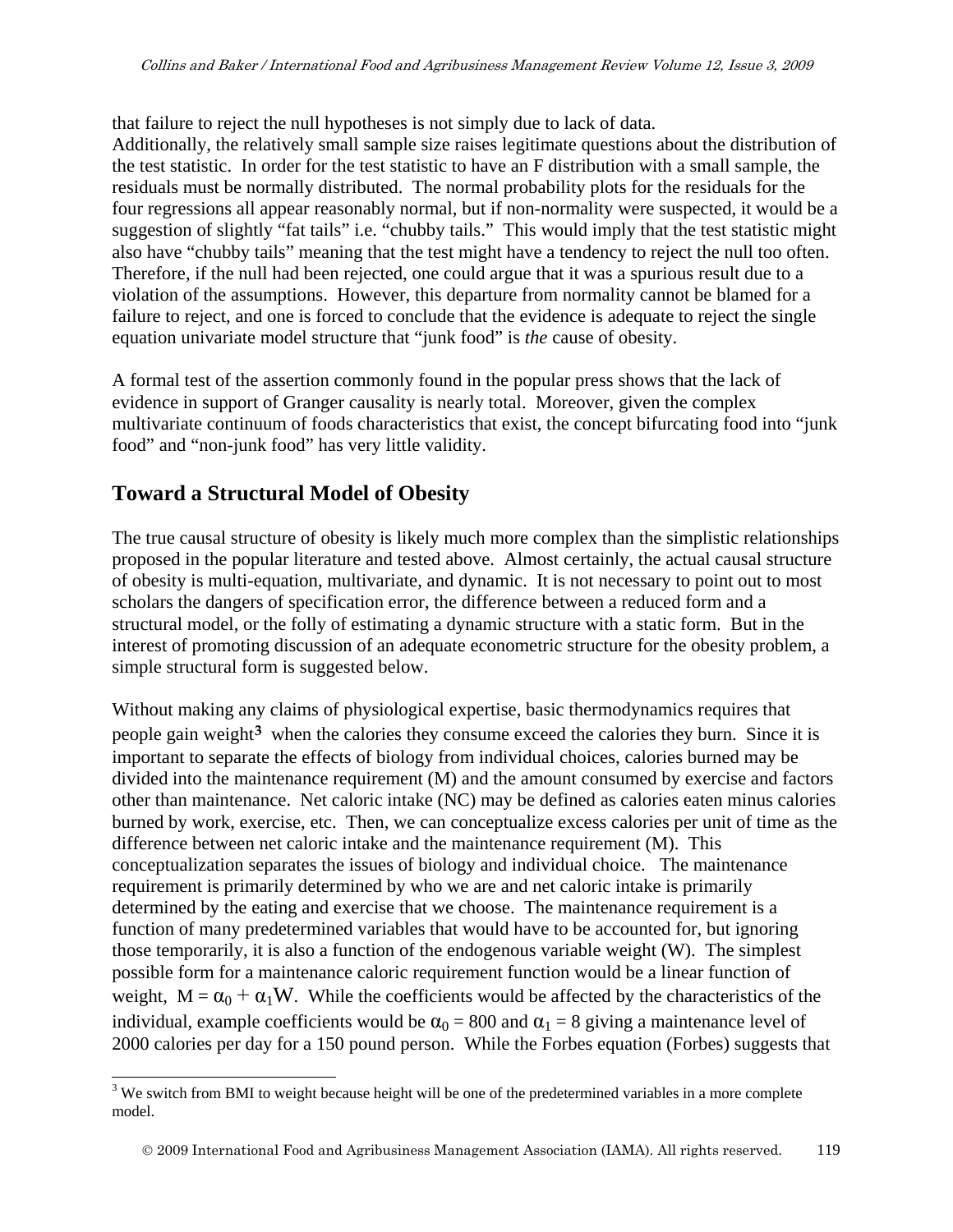that failure to reject the null hypotheses is not simply due to lack of data.
Additionally, the relatively small sample size raises legitimate questions about the distribution of the test statistic. In order for the test statistic to have an F distribution with a small sample, the residuals must be normally distributed. The normal probability plots for the residuals for the four regressions all appear reasonably normal, but if non-normality were suspected, it would be a suggestion of slightly "fat tails" i.e. "chubby tails." This would imply that the test statistic might also have "chubby tails" meaning that the test might have a tendency to reject the null too often. Therefore, if the null had been rejected, one could argue that it was a spurious result due to a violation of the assumptions. However, this departure from normality cannot be blamed for a failure to reject, and one is forced to conclude that the evidence is adequate to reject the single equation univariate model structure that "junk food" is *the* cause of obesity.

A formal test of the assertion commonly found in the popular press shows that the lack of evidence in support of Granger causality is nearly total. Moreover, given the complex multivariate continuum of foods characteristics that exist, the concept bifurcating food into "junk food" and "non-junk food" has very little validity.

## Toward a Structural Model of Obesity

The true causal structure of obesity is likely much more complex than the simplistic relationships proposed in the popular literature and tested above. Almost certainly, the actual causal structure of obesity is multi-equation, multivariate, and dynamic. It is not necessary to point out to most scholars the dangers of specification error, the difference between a reduced form and a structural model, or the folly of estimating a dynamic structure with a static form. But in the interest of promoting discussion of an adequate econometric structure for the obesity problem, a simple structural form is suggested below.

Without making any claims of physiological expertise, basic thermodynamics requires that people gain weight[3] when the calories they consume exceed the calories they burn. Since it is important to separate the effects of biology from individual choices, calories burned may be divided into the maintenance requirement (M) and the amount consumed by exercise and factors other than maintenance. Net caloric intake (NC) may be defined as calories eaten minus calories burned by work, exercise, etc. Then, we can conceptualize excess calories per unit of time as the difference between net caloric intake and the maintenance requirement (M). This conceptualization separates the issues of biology and individual choice. The maintenance requirement is primarily determined by who we are and net caloric intake is primarily determined by the eating and exercise that we choose. The maintenance requirement is a function of many predetermined variables that would have to be accounted for, but ignoring those temporarily, it is also a function of the endogenous variable weight (W). The simplest possible form for a maintenance caloric requirement function would be a linear function of weight, $M = \alpha_0 + \alpha_1 W$. While the coefficients would be affected by the characteristics of the individual, example coefficients would be $\alpha_0 = 800$ and $\alpha_1 = 8$ giving a maintenance level of 2000 calories per day for a 150 pound person. While the Forbes equation (Forbes) suggests that

[3] We switch from BMI to weight because height will be one of the predetermined variables in a more complete model.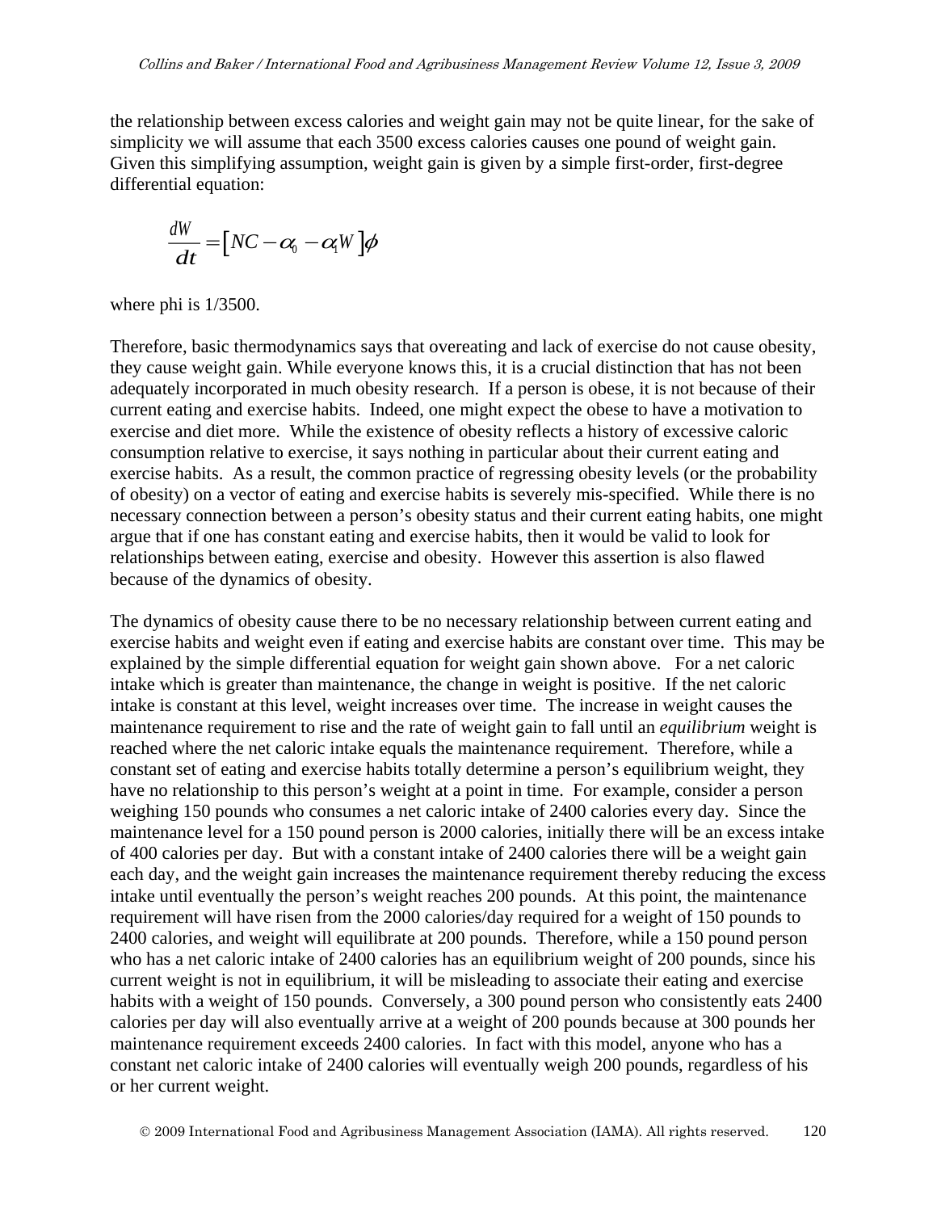the relationship between excess calories and weight gain may not be quite linear, for the sake of simplicity we will assume that each 3500 excess calories causes one pound of weight gain. Given this simplifying assumption, weight gain is given by a simple first-order, first-degree differential equation:

$$\frac{dW}{dt} = \left[NC - \alpha_0 - \alpha_1 W\right]\phi$$

where phi is 1/3500.

Therefore, basic thermodynamics says that overeating and lack of exercise do not cause obesity, they cause weight gain. While everyone knows this, it is a crucial distinction that has not been adequately incorporated in much obesity research. If a person is obese, it is not because of their current eating and exercise habits. Indeed, one might expect the obese to have a motivation to exercise and diet more. While the existence of obesity reflects a history of excessive caloric consumption relative to exercise, it says nothing in particular about their current eating and exercise habits. As a result, the common practice of regressing obesity levels (or the probability of obesity) on a vector of eating and exercise habits is severely mis-specified. While there is no necessary connection between a person's obesity status and their current eating habits, one might argue that if one has constant eating and exercise habits, then it would be valid to look for relationships between eating, exercise and obesity. However this assertion is also flawed because of the dynamics of obesity.

The dynamics of obesity cause there to be no necessary relationship between current eating and exercise habits and weight even if eating and exercise habits are constant over time. This may be explained by the simple differential equation for weight gain shown above. For a net caloric intake which is greater than maintenance, the change in weight is positive. If the net caloric intake is constant at this level, weight increases over time. The increase in weight causes the maintenance requirement to rise and the rate of weight gain to fall until an *equilibrium* weight is reached where the net caloric intake equals the maintenance requirement. Therefore, while a constant set of eating and exercise habits totally determine a person's equilibrium weight, they have no relationship to this person's weight at a point in time. For example, consider a person weighing 150 pounds who consumes a net caloric intake of 2400 calories every day. Since the maintenance level for a 150 pound person is 2000 calories, initially there will be an excess intake of 400 calories per day. But with a constant intake of 2400 calories there will be a weight gain each day, and the weight gain increases the maintenance requirement thereby reducing the excess intake until eventually the person's weight reaches 200 pounds. At this point, the maintenance requirement will have risen from the 2000 calories/day required for a weight of 150 pounds to 2400 calories, and weight will equilibrate at 200 pounds. Therefore, while a 150 pound person who has a net caloric intake of 2400 calories has an equilibrium weight of 200 pounds, since his current weight is not in equilibrium, it will be misleading to associate their eating and exercise habits with a weight of 150 pounds. Conversely, a 300 pound person who consistently eats 2400 calories per day will also eventually arrive at a weight of 200 pounds because at 300 pounds her maintenance requirement exceeds 2400 calories. In fact with this model, anyone who has a constant net caloric intake of 2400 calories will eventually weigh 200 pounds, regardless of his or her current weight.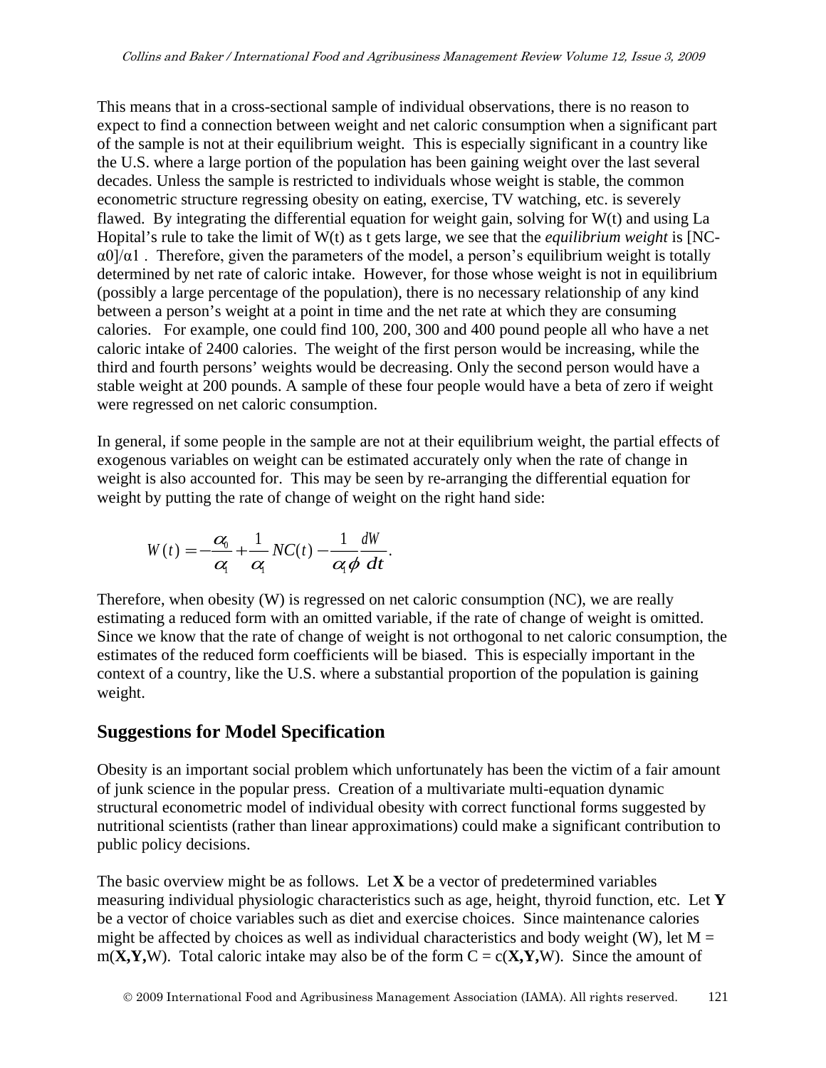This means that in a cross-sectional sample of individual observations, there is no reason to expect to find a connection between weight and net caloric consumption when a significant part of the sample is not at their equilibrium weight. This is especially significant in a country like the U.S. where a large portion of the population has been gaining weight over the last several decades. Unless the sample is restricted to individuals whose weight is stable, the common econometric structure regressing obesity on eating, exercise, TV watching, etc. is severely flawed. By integrating the differential equation for weight gain, solving for W(t) and using La Hopital's rule to take the limit of W(t) as t gets large, we see that the *equilibrium weight* is $[NC-\alpha_0]/\alpha_1$ . Therefore, given the parameters of the model, a person's equilibrium weight is totally determined by net rate of caloric intake. However, for those whose weight is not in equilibrium (possibly a large percentage of the population), there is no necessary relationship of any kind between a person's weight at a point in time and the net rate at which they are consuming calories. For example, one could find 100, 200, 300 and 400 pound people all who have a net caloric intake of 2400 calories. The weight of the first person would be increasing, while the third and fourth persons' weights would be decreasing. Only the second person would have a stable weight at 200 pounds. A sample of these four people would have a beta of zero if weight were regressed on net caloric consumption.

In general, if some people in the sample are not at their equilibrium weight, the partial effects of exogenous variables on weight can be estimated accurately only when the rate of change in weight is also accounted for. This may be seen by re-arranging the differential equation for weight by putting the rate of change of weight on the right hand side:

$$W(t) = -\frac{\alpha_0}{\alpha_1} + \frac{1}{\alpha_1} NC(t) - \frac{1}{\alpha_1 \phi} \frac{dW}{dt}.$$

Therefore, when obesity (W) is regressed on net caloric consumption (NC), we are really estimating a reduced form with an omitted variable, if the rate of change of weight is omitted. Since we know that the rate of change of weight is not orthogonal to net caloric consumption, the estimates of the reduced form coefficients will be biased. This is especially important in the context of a country, like the U.S. where a substantial proportion of the population is gaining weight.

## Suggestions for Model Specification

Obesity is an important social problem which unfortunately has been the victim of a fair amount of junk science in the popular press. Creation of a multivariate multi-equation dynamic structural econometric model of individual obesity with correct functional forms suggested by nutritional scientists (rather than linear approximations) could make a significant contribution to public policy decisions.

The basic overview might be as follows. Let **X** be a vector of predetermined variables measuring individual physiologic characteristics such as age, height, thyroid function, etc. Let **Y** be a vector of choice variables such as diet and exercise choices. Since maintenance calories might be affected by choices as well as individual characteristics and body weight (W), let $M = m(\mathbf{X},\mathbf{Y},W)$. Total caloric intake may also be of the form $C = c(\mathbf{X},\mathbf{Y},W)$. Since the amount of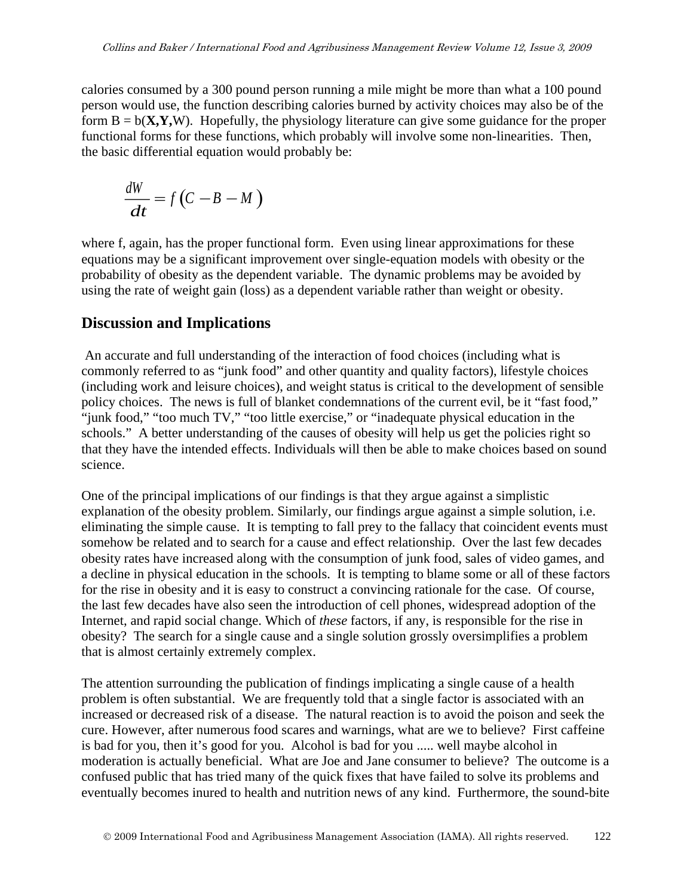calories consumed by a 300 pound person running a mile might be more than what a 100 pound person would use, the function describing calories burned by activity choices may also be of the form B = b(**X,Y,**W). Hopefully, the physiology literature can give some guidance for the proper functional forms for these functions, which probably will involve some non-linearities. Then, the basic differential equation would probably be:

$$\frac{dW}{dt} = f\left(C - B - M\right)$$

where f, again, has the proper functional form. Even using linear approximations for these equations may be a significant improvement over single-equation models with obesity or the probability of obesity as the dependent variable. The dynamic problems may be avoided by using the rate of weight gain (loss) as a dependent variable rather than weight or obesity.

## Discussion and Implications

An accurate and full understanding of the interaction of food choices (including what is commonly referred to as "junk food" and other quantity and quality factors), lifestyle choices (including work and leisure choices), and weight status is critical to the development of sensible policy choices. The news is full of blanket condemnations of the current evil, be it "fast food," "junk food," "too much TV," "too little exercise," or "inadequate physical education in the schools." A better understanding of the causes of obesity will help us get the policies right so that they have the intended effects. Individuals will then be able to make choices based on sound science.

One of the principal implications of our findings is that they argue against a simplistic explanation of the obesity problem. Similarly, our findings argue against a simple solution, i.e. eliminating the simple cause. It is tempting to fall prey to the fallacy that coincident events must somehow be related and to search for a cause and effect relationship. Over the last few decades obesity rates have increased along with the consumption of junk food, sales of video games, and a decline in physical education in the schools. It is tempting to blame some or all of these factors for the rise in obesity and it is easy to construct a convincing rationale for the case. Of course, the last few decades have also seen the introduction of cell phones, widespread adoption of the Internet, and rapid social change. Which of *these* factors, if any, is responsible for the rise in obesity? The search for a single cause and a single solution grossly oversimplifies a problem that is almost certainly extremely complex.

The attention surrounding the publication of findings implicating a single cause of a health problem is often substantial. We are frequently told that a single factor is associated with an increased or decreased risk of a disease. The natural reaction is to avoid the poison and seek the cure. However, after numerous food scares and warnings, what are we to believe? First caffeine is bad for you, then it's good for you. Alcohol is bad for you ..... well maybe alcohol in moderation is actually beneficial. What are Joe and Jane consumer to believe? The outcome is a confused public that has tried many of the quick fixes that have failed to solve its problems and eventually becomes inured to health and nutrition news of any kind. Furthermore, the sound-bite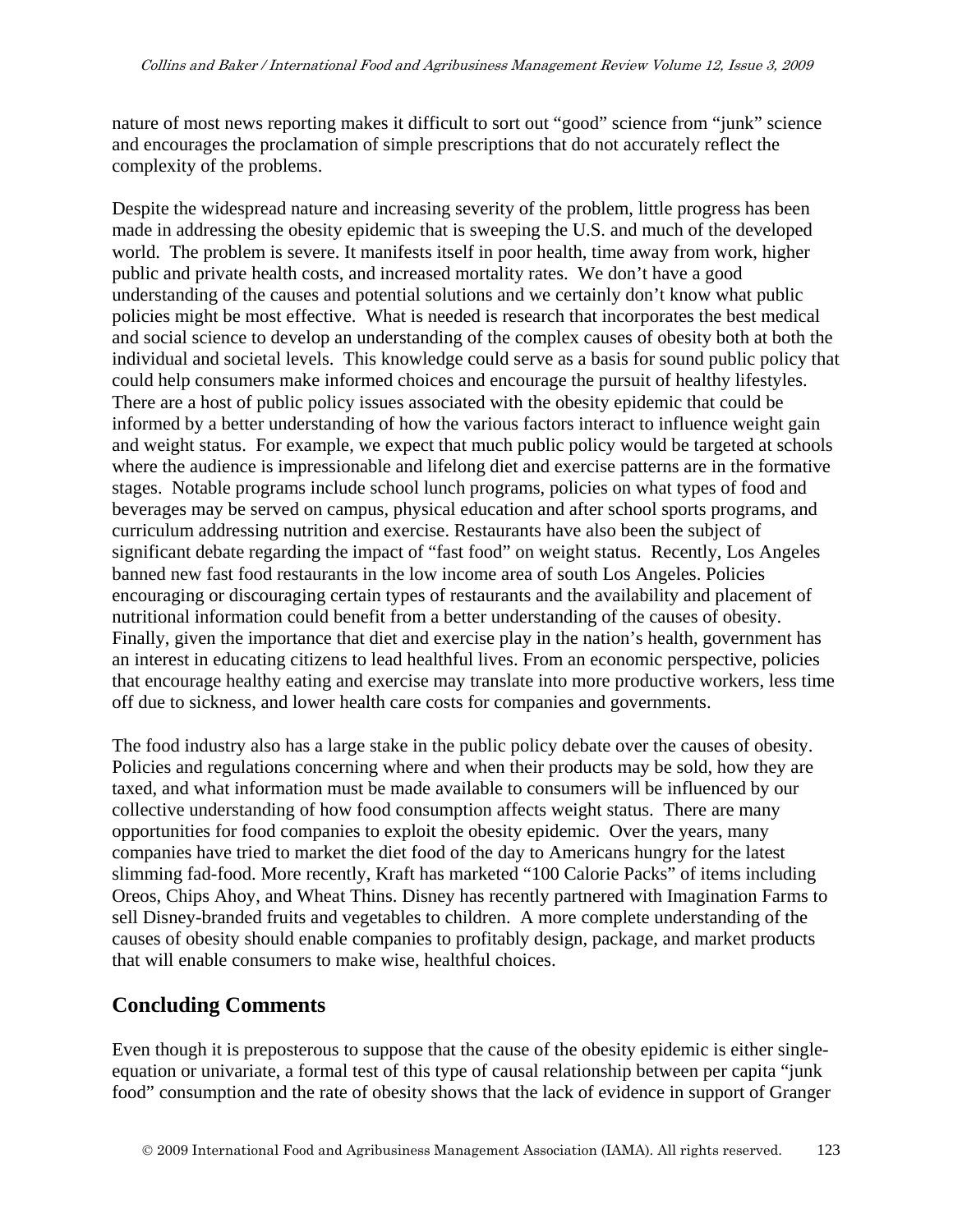nature of most news reporting makes it difficult to sort out "good" science from "junk" science and encourages the proclamation of simple prescriptions that do not accurately reflect the complexity of the problems.

Despite the widespread nature and increasing severity of the problem, little progress has been made in addressing the obesity epidemic that is sweeping the U.S. and much of the developed world. The problem is severe. It manifests itself in poor health, time away from work, higher public and private health costs, and increased mortality rates. We don't have a good understanding of the causes and potential solutions and we certainly don't know what public policies might be most effective. What is needed is research that incorporates the best medical and social science to develop an understanding of the complex causes of obesity both at both the individual and societal levels. This knowledge could serve as a basis for sound public policy that could help consumers make informed choices and encourage the pursuit of healthy lifestyles. There are a host of public policy issues associated with the obesity epidemic that could be informed by a better understanding of how the various factors interact to influence weight gain and weight status. For example, we expect that much public policy would be targeted at schools where the audience is impressionable and lifelong diet and exercise patterns are in the formative stages. Notable programs include school lunch programs, policies on what types of food and beverages may be served on campus, physical education and after school sports programs, and curriculum addressing nutrition and exercise. Restaurants have also been the subject of significant debate regarding the impact of "fast food" on weight status. Recently, Los Angeles banned new fast food restaurants in the low income area of south Los Angeles. Policies encouraging or discouraging certain types of restaurants and the availability and placement of nutritional information could benefit from a better understanding of the causes of obesity. Finally, given the importance that diet and exercise play in the nation's health, government has an interest in educating citizens to lead healthful lives. From an economic perspective, policies that encourage healthy eating and exercise may translate into more productive workers, less time off due to sickness, and lower health care costs for companies and governments.

The food industry also has a large stake in the public policy debate over the causes of obesity. Policies and regulations concerning where and when their products may be sold, how they are taxed, and what information must be made available to consumers will be influenced by our collective understanding of how food consumption affects weight status. There are many opportunities for food companies to exploit the obesity epidemic. Over the years, many companies have tried to market the diet food of the day to Americans hungry for the latest slimming fad-food. More recently, Kraft has marketed "100 Calorie Packs" of items including Oreos, Chips Ahoy, and Wheat Thins. Disney has recently partnered with Imagination Farms to sell Disney-branded fruits and vegetables to children. A more complete understanding of the causes of obesity should enable companies to profitably design, package, and market products that will enable consumers to make wise, healthful choices.

## Concluding Comments

Even though it is preposterous to suppose that the cause of the obesity epidemic is either single-equation or univariate, a formal test of this type of causal relationship between per capita "junk food" consumption and the rate of obesity shows that the lack of evidence in support of Granger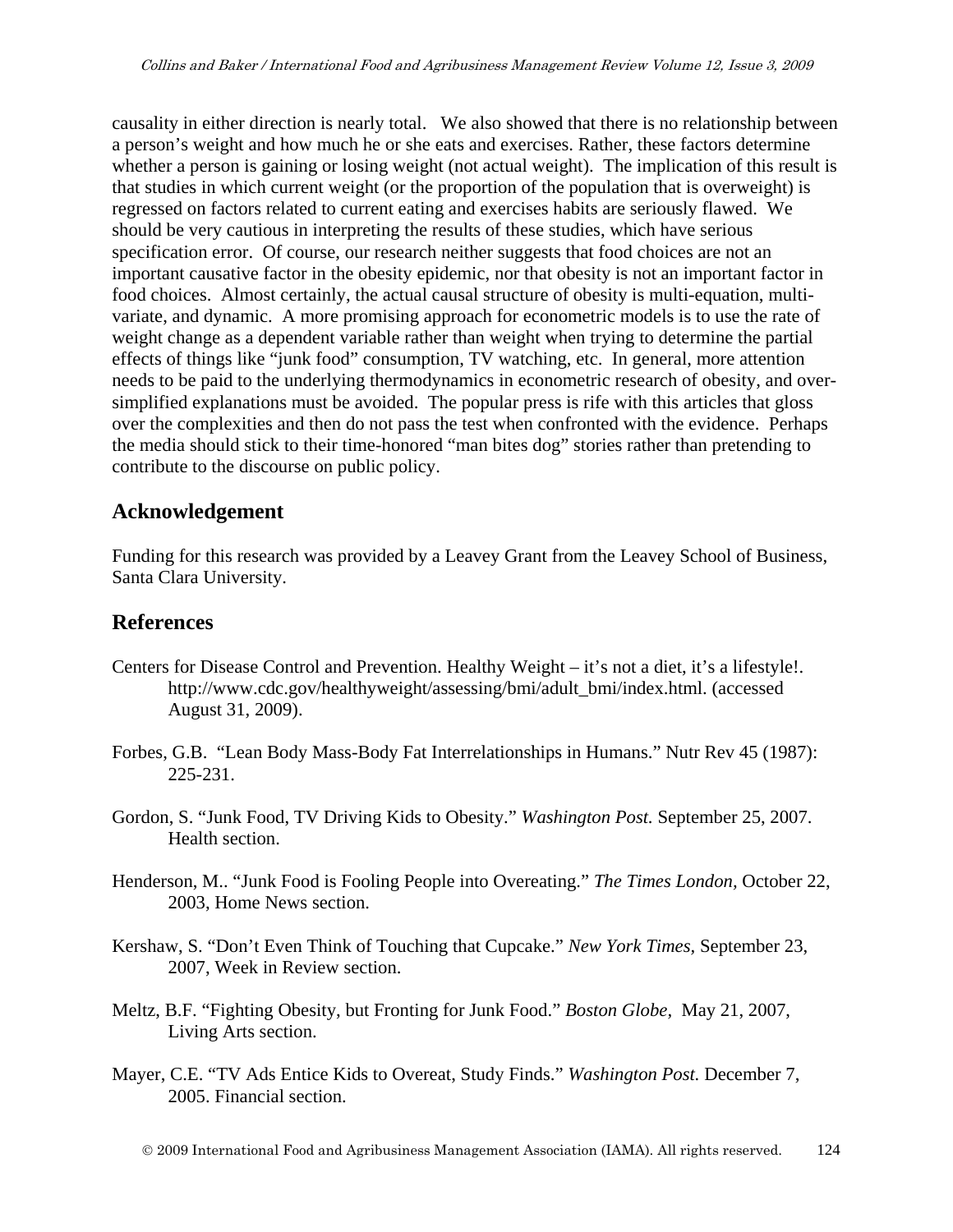causality in either direction is nearly total. We also showed that there is no relationship between a person's weight and how much he or she eats and exercises. Rather, these factors determine whether a person is gaining or losing weight (not actual weight). The implication of this result is that studies in which current weight (or the proportion of the population that is overweight) is regressed on factors related to current eating and exercises habits are seriously flawed. We should be very cautious in interpreting the results of these studies, which have serious specification error. Of course, our research neither suggests that food choices are not an important causative factor in the obesity epidemic, nor that obesity is not an important factor in food choices. Almost certainly, the actual causal structure of obesity is multi-equation, multi-variate, and dynamic. A more promising approach for econometric models is to use the rate of weight change as a dependent variable rather than weight when trying to determine the partial effects of things like "junk food" consumption, TV watching, etc. In general, more attention needs to be paid to the underlying thermodynamics in econometric research of obesity, and over-simplified explanations must be avoided. The popular press is rife with this articles that gloss over the complexities and then do not pass the test when confronted with the evidence. Perhaps the media should stick to their time-honored "man bites dog" stories rather than pretending to contribute to the discourse on public policy.

## Acknowledgement

Funding for this research was provided by a Leavey Grant from the Leavey School of Business, Santa Clara University.

## References

Centers for Disease Control and Prevention. Healthy Weight – it's not a diet, it's a lifestyle!. http://www.cdc.gov/healthyweight/assessing/bmi/adult_bmi/index.html. (accessed August 31, 2009).

Forbes, G.B. "Lean Body Mass-Body Fat Interrelationships in Humans." Nutr Rev 45 (1987): 225-231.

Gordon, S. "Junk Food, TV Driving Kids to Obesity." *Washington Post.* September 25, 2007. Health section.

Henderson, M.. "Junk Food is Fooling People into Overeating." *The Times London,* October 22, 2003, Home News section.

Kershaw, S. "Don't Even Think of Touching that Cupcake." *New York Times,* September 23, 2007, Week in Review section.

Meltz, B.F. "Fighting Obesity, but Fronting for Junk Food." *Boston Globe,* May 21, 2007, Living Arts section.

Mayer, C.E. "TV Ads Entice Kids to Overeat, Study Finds." *Washington Post.* December 7, 2005. Financial section.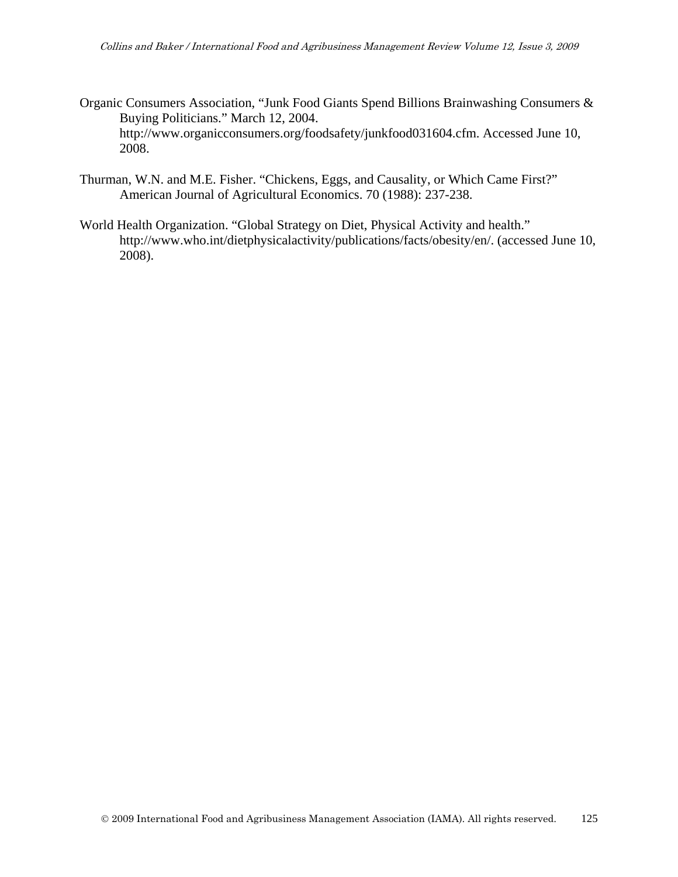Organic Consumers Association, “Junk Food Giants Spend Billions Brainwashing Consumers & Buying Politicians.” March 12, 2004. http://www.organicconsumers.org/foodsafety/junkfood031604.cfm. Accessed June 10, 2008.

Thurman, W.N. and M.E. Fisher. “Chickens, Eggs, and Causality, or Which Came First?” American Journal of Agricultural Economics. 70 (1988): 237-238.

World Health Organization. “Global Strategy on Diet, Physical Activity and health.” http://www.who.int/dietphysicalactivity/publications/facts/obesity/en/. (accessed June 10, 2008).